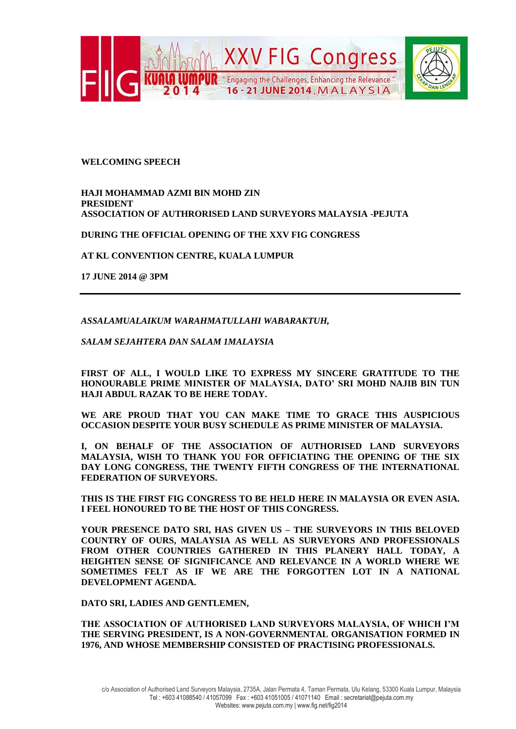**WELCOMING SPEECH**

**HAJI MOHAMMAD AZMI BIN MOHD ZIN**
**PRESIDENT**
**ASSOCIATION OF AUTHRORISED LAND SURVEYORS MALAYSIA -PEJUTA**

**DURING THE OFFICIAL OPENING OF THE XXV FIG CONGRESS**

**AT KL CONVENTION CENTRE, KUALA LUMPUR**

**17 JUNE 2014 @ 3PM**

---

***ASSALAMUALAIKUM WARAHMATULLAHI WABARAKTUH,***

***SALAM SEJAHTERA DAN SALAM 1MALAYSIA***

**FIRST OF ALL, I WOULD LIKE TO EXPRESS MY SINCERE GRATITUDE TO THE HONOURABLE PRIME MINISTER OF MALAYSIA, DATO' SRI MOHD NAJIB BIN TUN HAJI ABDUL RAZAK TO BE HERE TODAY.**

**WE ARE PROUD THAT YOU CAN MAKE TIME TO GRACE THIS AUSPICIOUS OCCASION DESPITE YOUR BUSY SCHEDULE AS PRIME MINISTER OF MALAYSIA.**

**I, ON BEHALF OF THE ASSOCIATION OF AUTHORISED LAND SURVEYORS MALAYSIA, WISH TO THANK YOU FOR OFFICIATING THE OPENING OF THE SIX DAY LONG CONGRESS, THE TWENTY FIFTH CONGRESS OF THE INTERNATIONAL FEDERATION OF SURVEYORS.**

**THIS IS THE FIRST FIG CONGRESS TO BE HELD HERE IN MALAYSIA OR EVEN ASIA. I FEEL HONOURED TO BE THE HOST OF THIS CONGRESS.**

**YOUR PRESENCE DATO SRI, HAS GIVEN US – THE SURVEYORS IN THIS BELOVED COUNTRY OF OURS, MALAYSIA AS WELL AS SURVEYORS AND PROFESSIONALS FROM OTHER COUNTRIES GATHERED IN THIS PLANERY HALL TODAY, A HEIGHTEN SENSE OF SIGNIFICANCE AND RELEVANCE IN A WORLD WHERE WE SOMETIMES FELT AS IF WE ARE THE FORGOTTEN LOT IN A NATIONAL DEVELOPMENT AGENDA.**

**DATO SRI, LADIES AND GENTLEMEN,**

**THE ASSOCIATION OF AUTHORISED LAND SURVEYORS MALAYSIA, OF WHICH I'M THE SERVING PRESIDENT, IS A NON-GOVERNMENTAL ORGANISATION FORMED IN 1976, AND WHOSE MEMBERSHIP CONSISTED OF PRACTISING PROFESSIONALS.**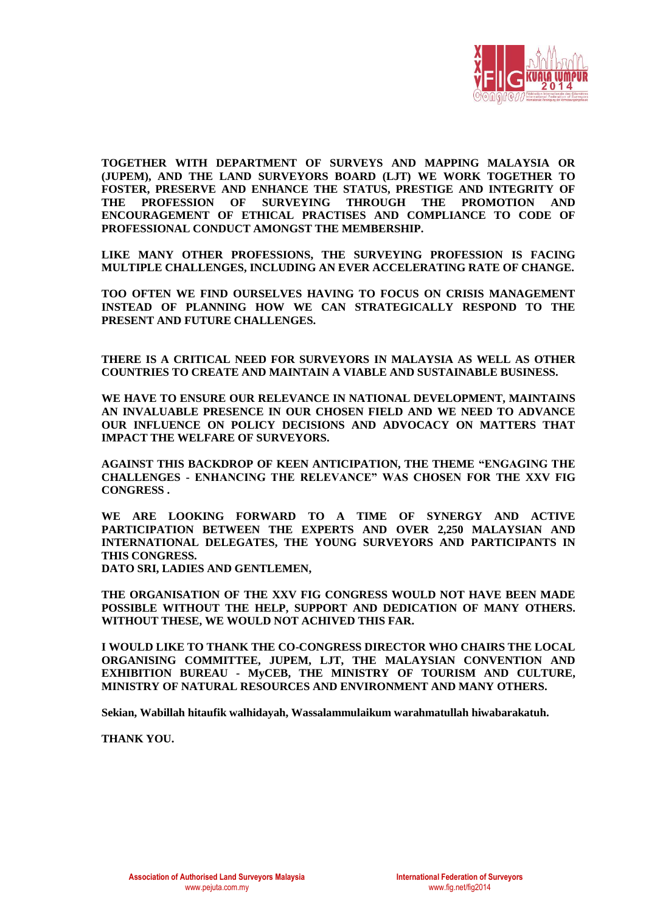**TOGETHER WITH DEPARTMENT OF SURVEYS AND MAPPING MALAYSIA OR (JUPEM), AND THE LAND SURVEYORS BOARD (LJT) WE WORK TOGETHER TO FOSTER, PRESERVE AND ENHANCE THE STATUS, PRESTIGE AND INTEGRITY OF THE PROFESSION OF SURVEYING THROUGH THE PROMOTION AND ENCOURAGEMENT OF ETHICAL PRACTISES AND COMPLIANCE TO CODE OF PROFESSIONAL CONDUCT AMONGST THE MEMBERSHIP.**

**LIKE MANY OTHER PROFESSIONS, THE SURVEYING PROFESSION IS FACING MULTIPLE CHALLENGES, INCLUDING AN EVER ACCELERATING RATE OF CHANGE.**

**TOO OFTEN WE FIND OURSELVES HAVING TO FOCUS ON CRISIS MANAGEMENT INSTEAD OF PLANNING HOW WE CAN STRATEGICALLY RESPOND TO THE PRESENT AND FUTURE CHALLENGES.**

**THERE IS A CRITICAL NEED FOR SURVEYORS IN MALAYSIA AS WELL AS OTHER COUNTRIES TO CREATE AND MAINTAIN A VIABLE AND SUSTAINABLE BUSINESS.**

**WE HAVE TO ENSURE OUR RELEVANCE IN NATIONAL DEVELOPMENT, MAINTAINS AN INVALUABLE PRESENCE IN OUR CHOSEN FIELD AND WE NEED TO ADVANCE OUR INFLUENCE ON POLICY DECISIONS AND ADVOCACY ON MATTERS THAT IMPACT THE WELFARE OF SURVEYORS.**

**AGAINST THIS BACKDROP OF KEEN ANTICIPATION, THE THEME "ENGAGING THE CHALLENGES - ENHANCING THE RELEVANCE" WAS CHOSEN FOR THE XXV FIG CONGRESS .**

**WE ARE LOOKING FORWARD TO A TIME OF SYNERGY AND ACTIVE PARTICIPATION BETWEEN THE EXPERTS AND OVER 2,250 MALAYSIAN AND INTERNATIONAL DELEGATES, THE YOUNG SURVEYORS AND PARTICIPANTS IN THIS CONGRESS.**
**DATO SRI, LADIES AND GENTLEMEN,**

**THE ORGANISATION OF THE XXV FIG CONGRESS WOULD NOT HAVE BEEN MADE POSSIBLE WITHOUT THE HELP, SUPPORT AND DEDICATION OF MANY OTHERS. WITHOUT THESE, WE WOULD NOT ACHIVED THIS FAR.**

**I WOULD LIKE TO THANK THE CO-CONGRESS DIRECTOR WHO CHAIRS THE LOCAL ORGANISING COMMITTEE, JUPEM, LJT, THE MALAYSIAN CONVENTION AND EXHIBITION BUREAU - MyCEB, THE MINISTRY OF TOURISM AND CULTURE, MINISTRY OF NATURAL RESOURCES AND ENVIRONMENT AND MANY OTHERS.**

**Sekian, Wabillah hitaufik walhidayah, Wassalammulaikum warahmatullah hiwabarakatuh.**

**THANK YOU.**